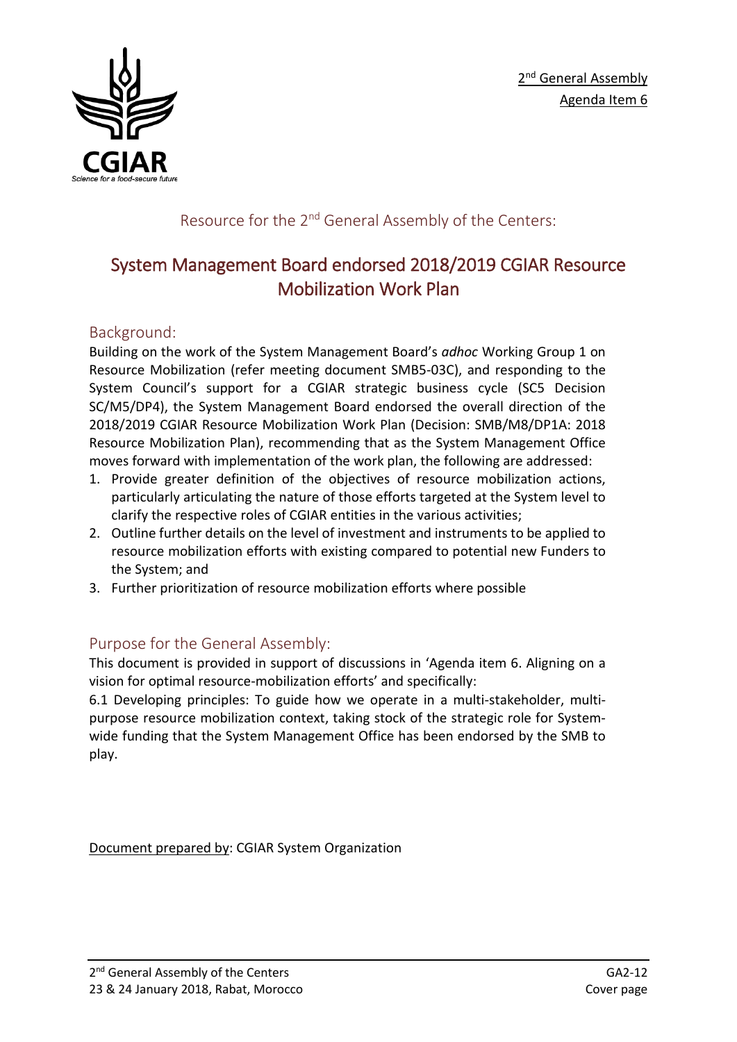2nd General Assembly

Agenda Item 6

Resource for the 2nd General Assembly of the Centers:

# System Management Board endorsed 2018/2019 CGIAR Resource Mobilization Work Plan

## Background:

Building on the work of the System Management Board's *adhoc* Working Group 1 on Resource Mobilization (refer meeting document SMB5-03C), and responding to the System Council's support for a CGIAR strategic business cycle (SC5 Decision SC/M5/DP4), the System Management Board endorsed the overall direction of the 2018/2019 CGIAR Resource Mobilization Work Plan (Decision: SMB/M8/DP1A: 2018 Resource Mobilization Plan), recommending that as the System Management Office moves forward with implementation of the work plan, the following are addressed:

1. Provide greater definition of the objectives of resource mobilization actions, particularly articulating the nature of those efforts targeted at the System level to clarify the respective roles of CGIAR entities in the various activities;
2. Outline further details on the level of investment and instruments to be applied to resource mobilization efforts with existing compared to potential new Funders to the System; and
3. Further prioritization of resource mobilization efforts where possible

## Purpose for the General Assembly:

This document is provided in support of discussions in 'Agenda item 6. Aligning on a vision for optimal resource-mobilization efforts' and specifically:

6.1 Developing principles: To guide how we operate in a multi-stakeholder, multi-purpose resource mobilization context, taking stock of the strategic role for System-wide funding that the System Management Office has been endorsed by the SMB to play.

Document prepared by: CGIAR System Organization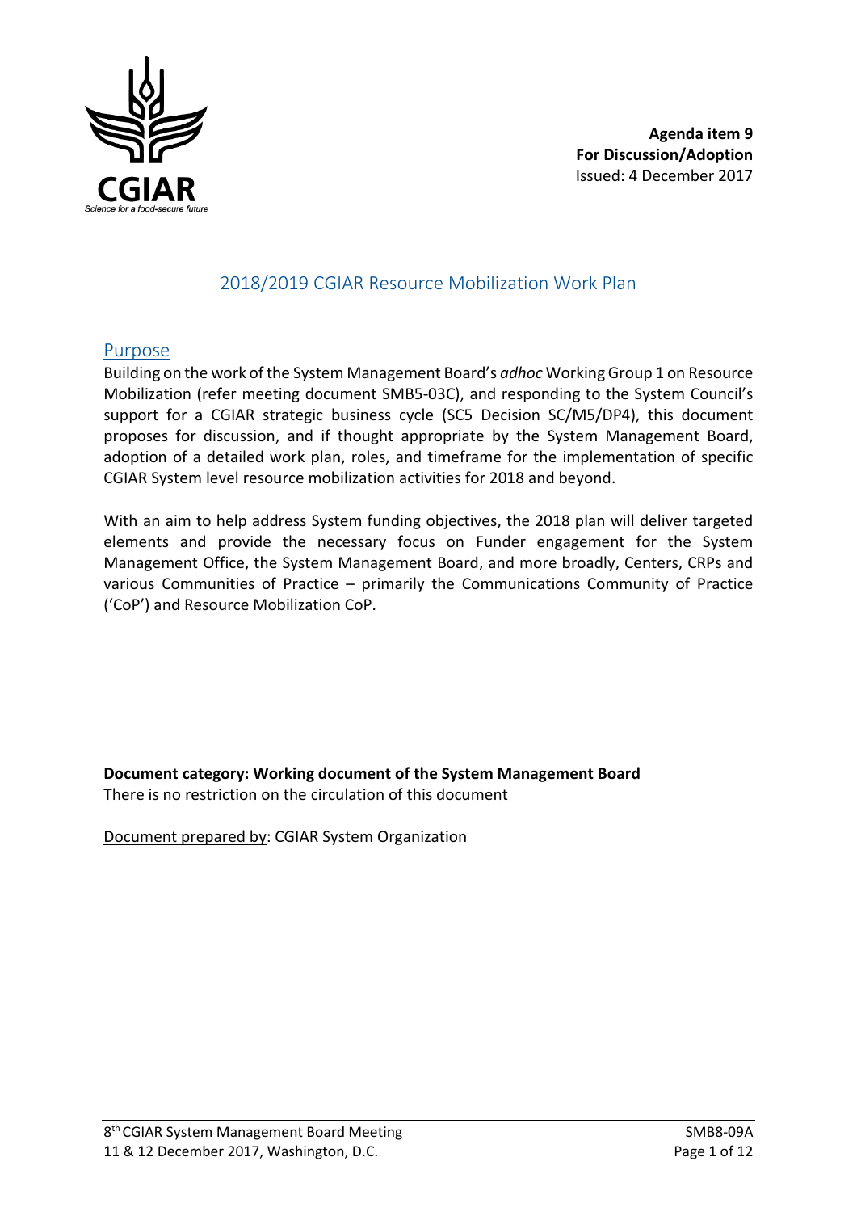Agenda item 9
**For Discussion/Adoption**
Issued: 4 December 2017

# 2018/2019 CGIAR Resource Mobilization Work Plan

## Purpose

Building on the work of the System Management Board's *adhoc* Working Group 1 on Resource Mobilization (refer meeting document SMB5-03C), and responding to the System Council's support for a CGIAR strategic business cycle (SC5 Decision SC/M5/DP4), this document proposes for discussion, and if thought appropriate by the System Management Board, adoption of a detailed work plan, roles, and timeframe for the implementation of specific CGIAR System level resource mobilization activities for 2018 and beyond.

With an aim to help address System funding objectives, the 2018 plan will deliver targeted elements and provide the necessary focus on Funder engagement for the System Management Office, the System Management Board, and more broadly, Centers, CRPs and various Communities of Practice – primarily the Communications Community of Practice ('CoP') and Resource Mobilization CoP.

**Document category: Working document of the System Management Board**
There is no restriction on the circulation of this document

Document prepared by: CGIAR System Organization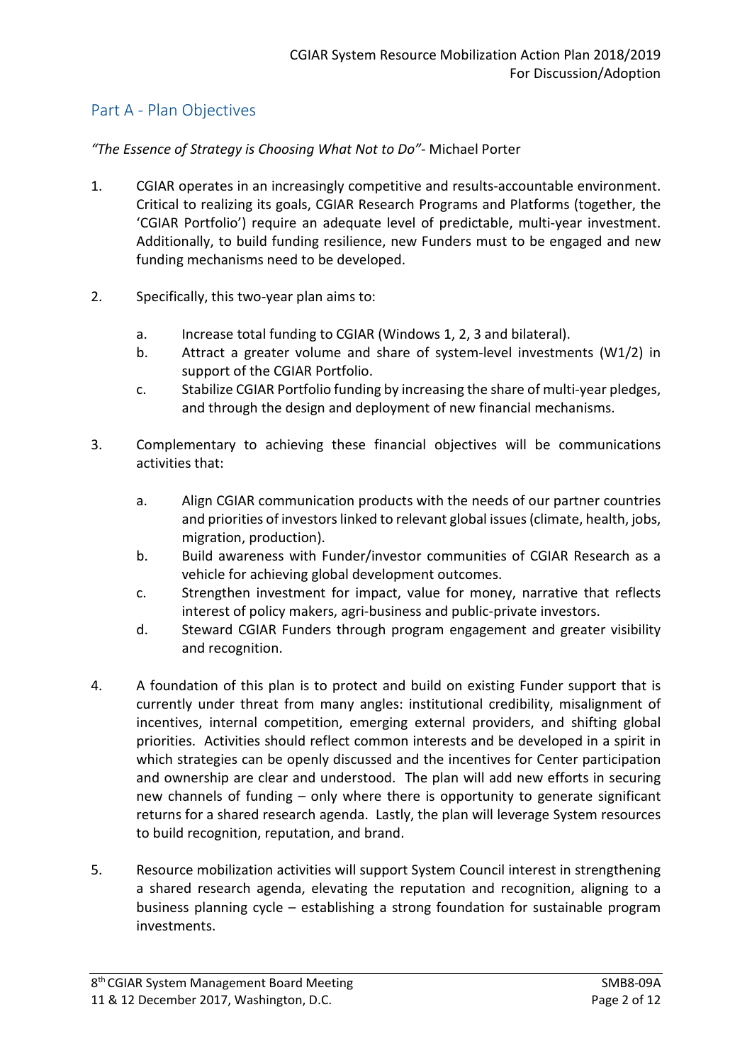## Part A - Plan Objectives

*"The Essence of Strategy is Choosing What Not to Do"*- Michael Porter

1. CGIAR operates in an increasingly competitive and results-accountable environment. Critical to realizing its goals, CGIAR Research Programs and Platforms (together, the 'CGIAR Portfolio') require an adequate level of predictable, multi-year investment. Additionally, to build funding resilience, new Funders must to be engaged and new funding mechanisms need to be developed.

2. Specifically, this two-year plan aims to:

   a. Increase total funding to CGIAR (Windows 1, 2, 3 and bilateral).

   b. Attract a greater volume and share of system-level investments (W1/2) in support of the CGIAR Portfolio.

   c. Stabilize CGIAR Portfolio funding by increasing the share of multi-year pledges, and through the design and deployment of new financial mechanisms.

3. Complementary to achieving these financial objectives will be communications activities that:

   a. Align CGIAR communication products with the needs of our partner countries and priorities of investors linked to relevant global issues (climate, health, jobs, migration, production).

   b. Build awareness with Funder/investor communities of CGIAR Research as a vehicle for achieving global development outcomes.

   c. Strengthen investment for impact, value for money, narrative that reflects interest of policy makers, agri-business and public-private investors.

   d. Steward CGIAR Funders through program engagement and greater visibility and recognition.

4. A foundation of this plan is to protect and build on existing Funder support that is currently under threat from many angles: institutional credibility, misalignment of incentives, internal competition, emerging external providers, and shifting global priorities. Activities should reflect common interests and be developed in a spirit in which strategies can be openly discussed and the incentives for Center participation and ownership are clear and understood. The plan will add new efforts in securing new channels of funding – only where there is opportunity to generate significant returns for a shared research agenda. Lastly, the plan will leverage System resources to build recognition, reputation, and brand.

5. Resource mobilization activities will support System Council interest in strengthening a shared research agenda, elevating the reputation and recognition, aligning to a business planning cycle – establishing a strong foundation for sustainable program investments.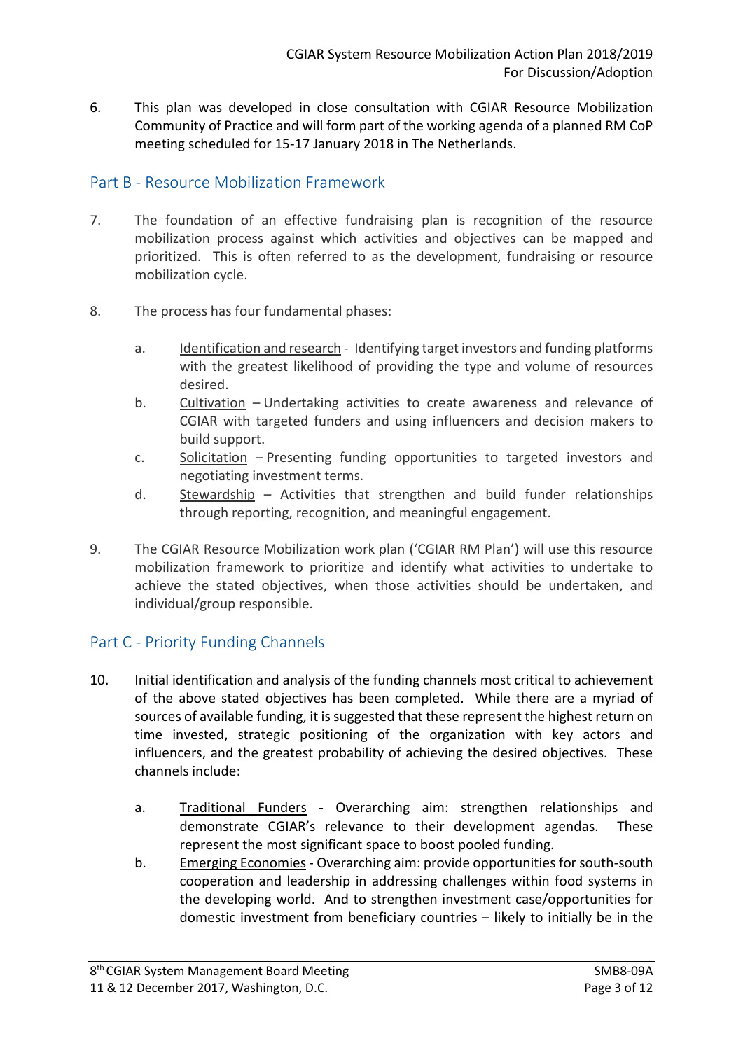6. This plan was developed in close consultation with CGIAR Resource Mobilization Community of Practice and will form part of the working agenda of a planned RM CoP meeting scheduled for 15-17 January 2018 in The Netherlands.

## Part B - Resource Mobilization Framework

7. The foundation of an effective fundraising plan is recognition of the resource mobilization process against which activities and objectives can be mapped and prioritized. This is often referred to as the development, fundraising or resource mobilization cycle.

8. The process has four fundamental phases:

   a. Identification and research - Identifying target investors and funding platforms with the greatest likelihood of providing the type and volume of resources desired.
   b. Cultivation – Undertaking activities to create awareness and relevance of CGIAR with targeted funders and using influencers and decision makers to build support.
   c. Solicitation – Presenting funding opportunities to targeted investors and negotiating investment terms.
   d. Stewardship – Activities that strengthen and build funder relationships through reporting, recognition, and meaningful engagement.

9. The CGIAR Resource Mobilization work plan ('CGIAR RM Plan') will use this resource mobilization framework to prioritize and identify what activities to undertake to achieve the stated objectives, when those activities should be undertaken, and individual/group responsible.

## Part C - Priority Funding Channels

10. Initial identification and analysis of the funding channels most critical to achievement of the above stated objectives has been completed. While there are a myriad of sources of available funding, it is suggested that these represent the highest return on time invested, strategic positioning of the organization with key actors and influencers, and the greatest probability of achieving the desired objectives. These channels include:

    a. Traditional Funders - Overarching aim: strengthen relationships and demonstrate CGIAR's relevance to their development agendas. These represent the most significant space to boost pooled funding.
    b. Emerging Economies - Overarching aim: provide opportunities for south-south cooperation and leadership in addressing challenges within food systems in the developing world. And to strengthen investment case/opportunities for domestic investment from beneficiary countries – likely to initially be in the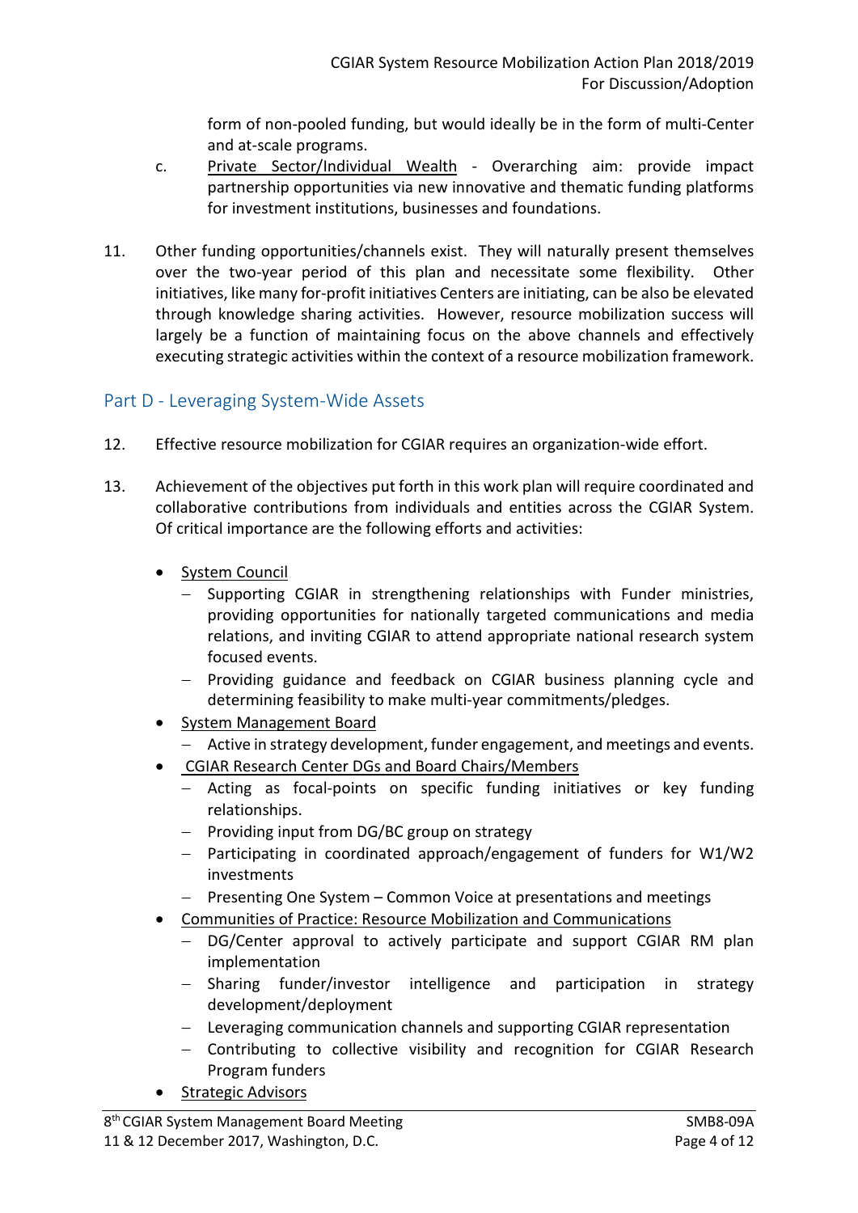form of non-pooled funding, but would ideally be in the form of multi-Center and at-scale programs.

c. Private Sector/Individual Wealth - Overarching aim: provide impact partnership opportunities via new innovative and thematic funding platforms for investment institutions, businesses and foundations.

11. Other funding opportunities/channels exist. They will naturally present themselves over the two-year period of this plan and necessitate some flexibility. Other initiatives, like many for-profit initiatives Centers are initiating, can be also be elevated through knowledge sharing activities. However, resource mobilization success will largely be a function of maintaining focus on the above channels and effectively executing strategic activities within the context of a resource mobilization framework.

## Part D - Leveraging System-Wide Assets

12. Effective resource mobilization for CGIAR requires an organization-wide effort.

13. Achievement of the objectives put forth in this work plan will require coordinated and collaborative contributions from individuals and entities across the CGIAR System. Of critical importance are the following efforts and activities:

- System Council
  - Supporting CGIAR in strengthening relationships with Funder ministries, providing opportunities for nationally targeted communications and media relations, and inviting CGIAR to attend appropriate national research system focused events.
  - Providing guidance and feedback on CGIAR business planning cycle and determining feasibility to make multi-year commitments/pledges.
- System Management Board
  - Active in strategy development, funder engagement, and meetings and events.
- CGIAR Research Center DGs and Board Chairs/Members
  - Acting as focal-points on specific funding initiatives or key funding relationships.
  - Providing input from DG/BC group on strategy
  - Participating in coordinated approach/engagement of funders for W1/W2 investments
  - Presenting One System – Common Voice at presentations and meetings
- Communities of Practice: Resource Mobilization and Communications
  - DG/Center approval to actively participate and support CGIAR RM plan implementation
  - Sharing funder/investor intelligence and participation in strategy development/deployment
  - Leveraging communication channels and supporting CGIAR representation
  - Contributing to collective visibility and recognition for CGIAR Research Program funders
- Strategic Advisors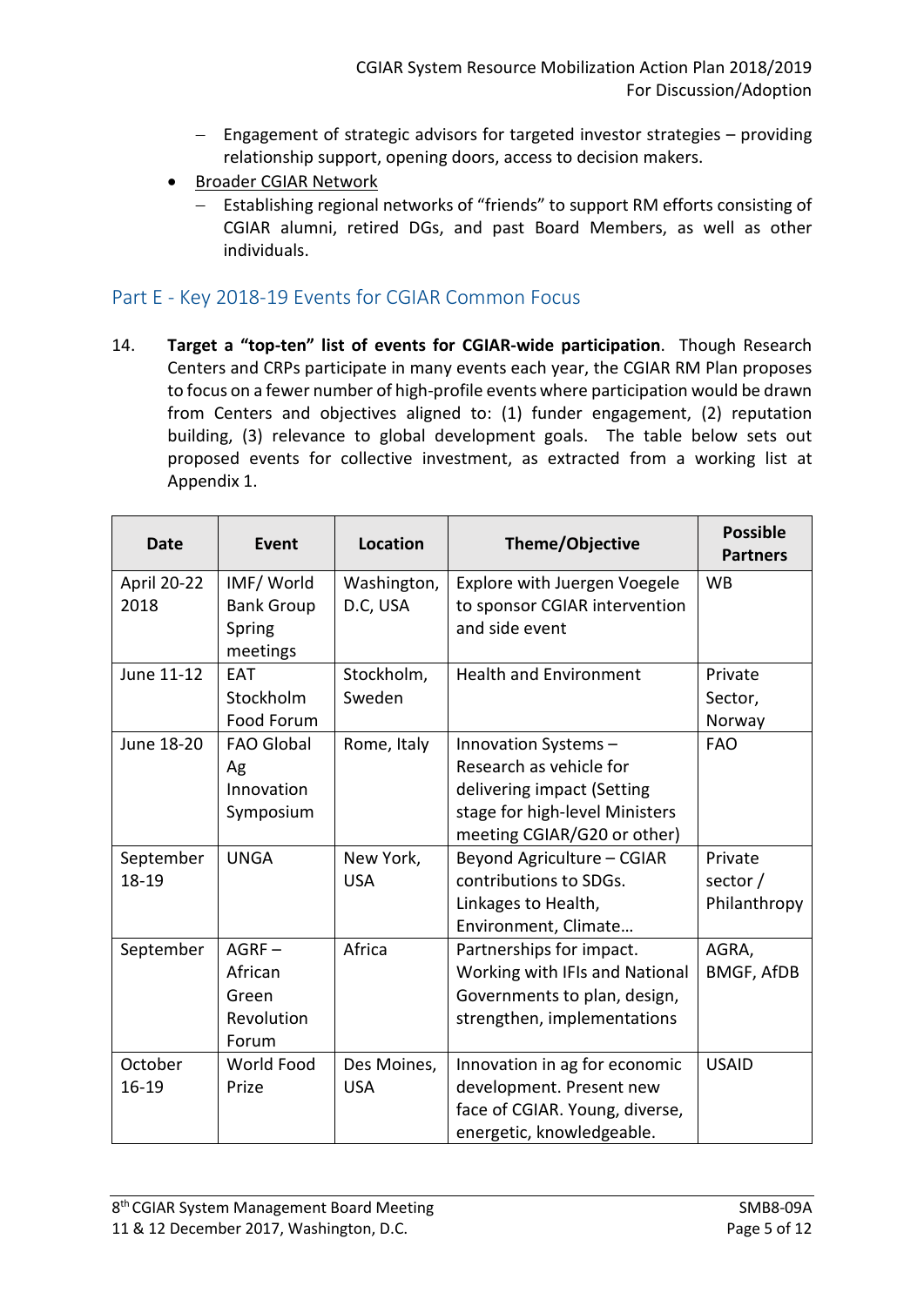- Engagement of strategic advisors for targeted investor strategies – providing relationship support, opening doors, access to decision makers.

- Broader CGIAR Network
  - Establishing regional networks of "friends" to support RM efforts consisting of CGIAR alumni, retired DGs, and past Board Members, as well as other individuals.

## Part E - Key 2018-19 Events for CGIAR Common Focus

14. **Target a "top-ten" list of events for CGIAR-wide participation**. Though Research Centers and CRPs participate in many events each year, the CGIAR RM Plan proposes to focus on a fewer number of high-profile events where participation would be drawn from Centers and objectives aligned to: (1) funder engagement, (2) reputation building, (3) relevance to global development goals. The table below sets out proposed events for collective investment, as extracted from a working list at Appendix 1.

| Date | Event | Location | Theme/Objective | Possible Partners |
|---|---|---|---|---|
| April 20-22 2018 | IMF/ World Bank Group Spring meetings | Washington, D.C, USA | Explore with Juergen Voegele to sponsor CGIAR intervention and side event | WB |
| June 11-12 | EAT Stockholm Food Forum | Stockholm, Sweden | Health and Environment | Private Sector, Norway |
| June 18-20 | FAO Global Ag Innovation Symposium | Rome, Italy | Innovation Systems – Research as vehicle for delivering impact (Setting stage for high-level Ministers meeting CGIAR/G20 or other) | FAO |
| September 18-19 | UNGA | New York, USA | Beyond Agriculture – CGIAR contributions to SDGs. Linkages to Health, Environment, Climate… | Private sector / Philanthropy |
| September | AGRF – African Green Revolution Forum | Africa | Partnerships for impact. Working with IFIs and National Governments to plan, design, strengthen, implementations | AGRA, BMGF, AfDB |
| October 16-19 | World Food Prize | Des Moines, USA | Innovation in ag for economic development. Present new face of CGIAR. Young, diverse, energetic, knowledgeable. | USAID |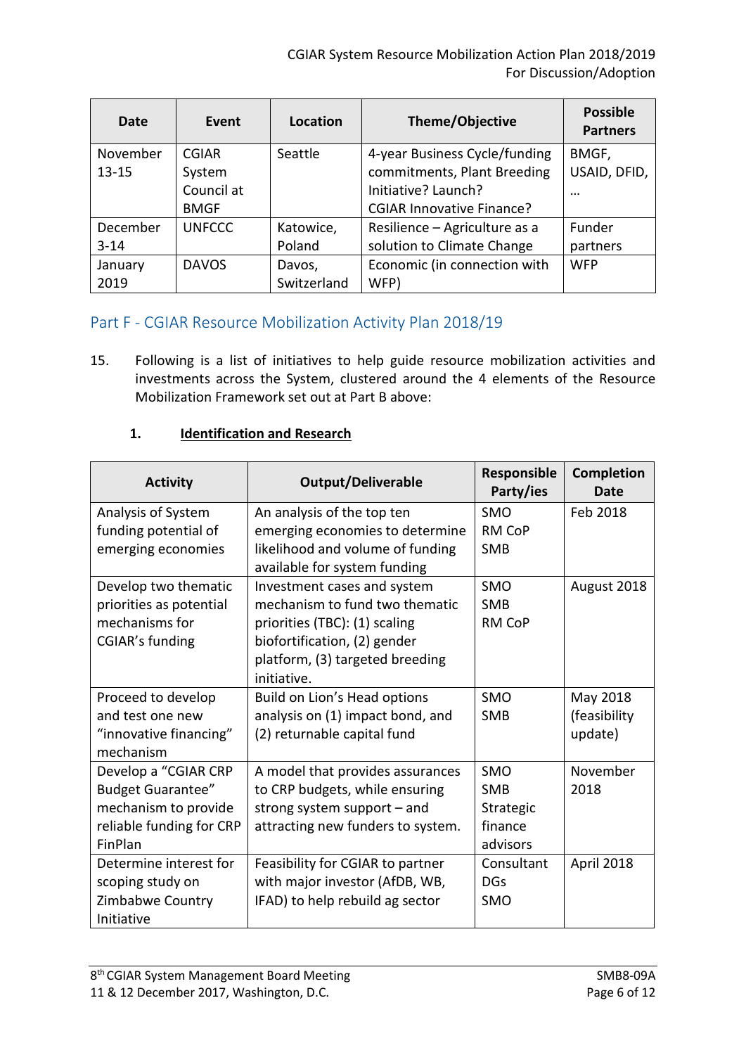| Date | Event | Location | Theme/Objective | Possible Partners |
|---|---|---|---|---|
| November 13-15 | CGIAR System Council at BMGF | Seattle | 4-year Business Cycle/funding commitments, Plant Breeding Initiative? Launch? CGIAR Innovative Finance? | BMGF, USAID, DFID, … |
| December 3-14 | UNFCCC | Katowice, Poland | Resilience – Agriculture as a solution to Climate Change | Funder partners |
| January 2019 | DAVOS | Davos, Switzerland | Economic (in connection with WFP) | WFP |

## Part F - CGIAR Resource Mobilization Activity Plan 2018/19

15. Following is a list of initiatives to help guide resource mobilization activities and investments across the System, clustered around the 4 elements of the Resource Mobilization Framework set out at Part B above:

### 1. Identification and Research

| Activity | Output/Deliverable | Responsible Party/ies | Completion Date |
|---|---|---|---|
| Analysis of System funding potential of emerging economies | An analysis of the top ten emerging economies to determine likelihood and volume of funding available for system funding | SMO<br>RM CoP<br>SMB | Feb 2018 |
| Develop two thematic priorities as potential mechanisms for CGIAR's funding | Investment cases and system mechanism to fund two thematic priorities (TBC): (1) scaling biofortification, (2) gender platform, (3) targeted breeding initiative. | SMO<br>SMB<br>RM CoP | August 2018 |
| Proceed to develop and test one new "innovative financing" mechanism | Build on Lion's Head options analysis on (1) impact bond, and (2) returnable capital fund | SMO<br>SMB | May 2018 (feasibility update) |
| Develop a "CGIAR CRP Budget Guarantee" mechanism to provide reliable funding for CRP FinPlan | A model that provides assurances to CRP budgets, while ensuring strong system support – and attracting new funders to system. | SMO<br>SMB<br>Strategic finance advisors | November 2018 |
| Determine interest for scoping study on Zimbabwe Country Initiative | Feasibility for CGIAR to partner with major investor (AfDB, WB, IFAD) to help rebuild ag sector | Consultant<br>DGs<br>SMO | April 2018 |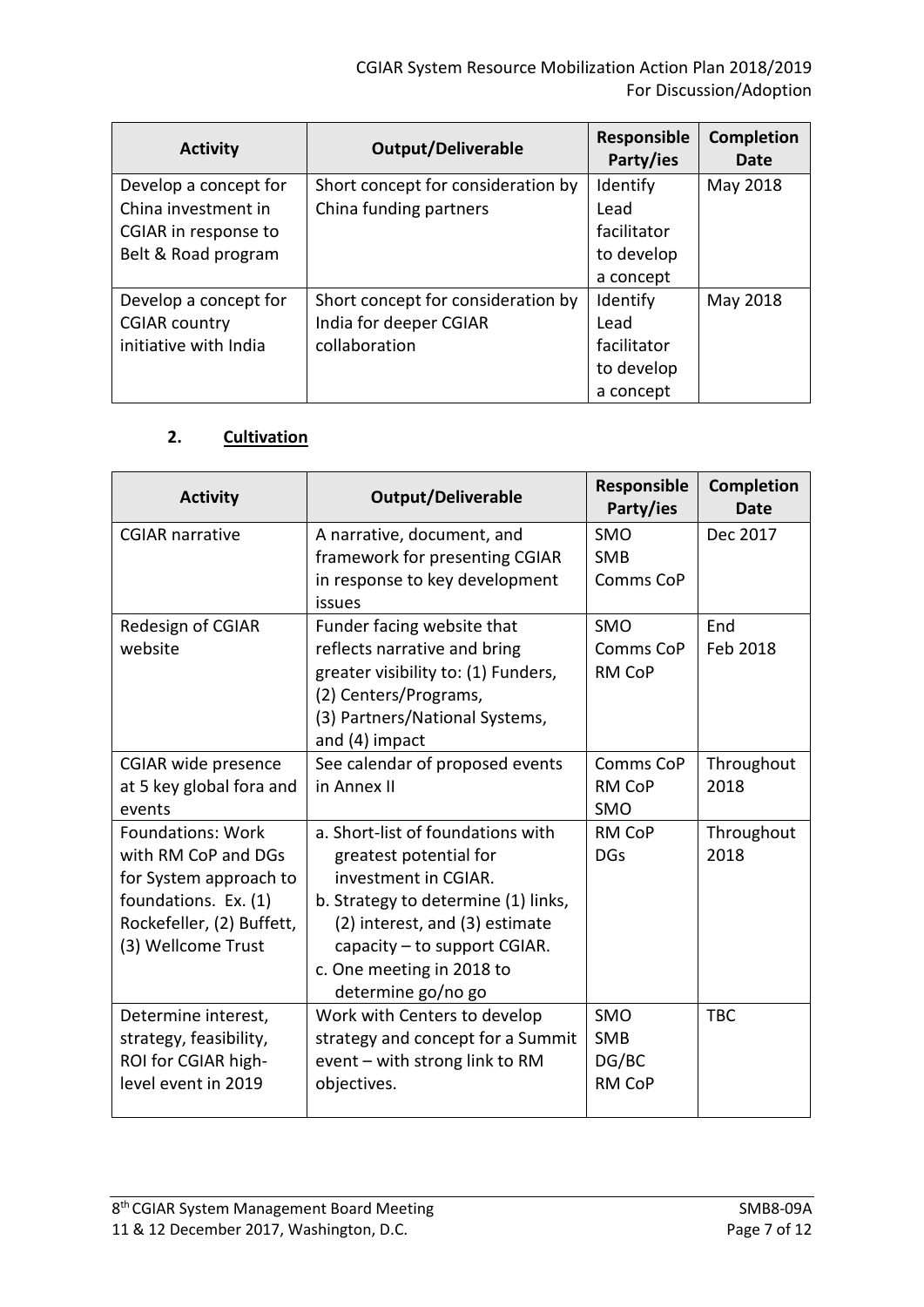| Activity | Output/Deliverable | Responsible Party/ies | Completion Date |
|---|---|---|---|
| Develop a concept for China investment in CGIAR in response to Belt & Road program | Short concept for consideration by China funding partners | Identify Lead facilitator to develop a concept | May 2018 |
| Develop a concept for CGIAR country initiative with India | Short concept for consideration by India for deeper CGIAR collaboration | Identify Lead facilitator to develop a concept | May 2018 |

## 2. Cultivation

| Activity | Output/Deliverable | Responsible Party/ies | Completion Date |
|---|---|---|---|
| CGIAR narrative | A narrative, document, and framework for presenting CGIAR in response to key development issues | SMO<br>SMB<br>Comms CoP | Dec 2017 |
| Redesign of CGIAR website | Funder facing website that reflects narrative and bring greater visibility to: (1) Funders, (2) Centers/Programs, (3) Partners/National Systems, and (4) impact | SMO<br>Comms CoP<br>RM CoP | End Feb 2018 |
| CGIAR wide presence at 5 key global fora and events | See calendar of proposed events in Annex II | Comms CoP<br>RM CoP<br>SMO | Throughout 2018 |
| Foundations: Work with RM CoP and DGs for System approach to foundations. Ex. (1) Rockefeller, (2) Buffett, (3) Wellcome Trust | a. Short-list of foundations with greatest potential for investment in CGIAR.<br>b. Strategy to determine (1) links, (2) interest, and (3) estimate capacity – to support CGIAR.<br>c. One meeting in 2018 to determine go/no go | RM CoP<br>DGs | Throughout 2018 |
| Determine interest, strategy, feasibility, ROI for CGIAR high-level event in 2019 | Work with Centers to develop strategy and concept for a Summit event – with strong link to RM objectives. | SMO<br>SMB<br>DG/BC<br>RM CoP | TBC |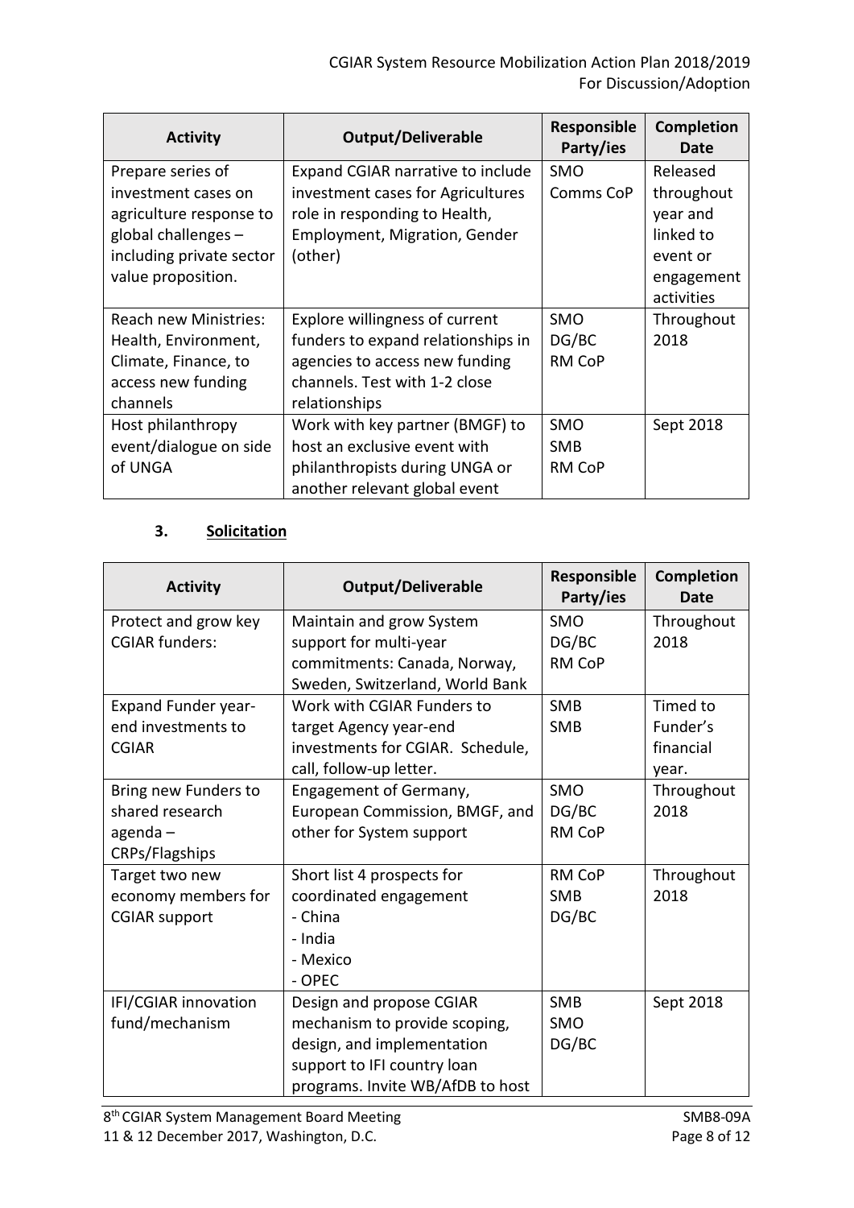| Activity | Output/Deliverable | Responsible Party/ies | Completion Date |
|---|---|---|---|
| Prepare series of investment cases on agriculture response to global challenges – including private sector value proposition. | Expand CGIAR narrative to include investment cases for Agricultures role in responding to Health, Employment, Migration, Gender (other) | SMO<br>Comms CoP | Released throughout year and linked to event or engagement activities |
| Reach new Ministries: Health, Environment, Climate, Finance, to access new funding channels | Explore willingness of current funders to expand relationships in agencies to access new funding channels. Test with 1-2 close relationships | SMO<br>DG/BC<br>RM CoP | Throughout 2018 |
| Host philanthropy event/dialogue on side of UNGA | Work with key partner (BMGF) to host an exclusive event with philanthropists during UNGA or another relevant global event | SMO<br>SMB<br>RM CoP | Sept 2018 |

### 3. Solicitation

| Activity | Output/Deliverable | Responsible Party/ies | Completion Date |
|---|---|---|---|
| Protect and grow key CGIAR funders: | Maintain and grow System support for multi-year commitments: Canada, Norway, Sweden, Switzerland, World Bank | SMO<br>DG/BC<br>RM CoP | Throughout 2018 |
| Expand Funder year-end investments to CGIAR | Work with CGIAR Funders to target Agency year-end investments for CGIAR. Schedule, call, follow-up letter. | SMB<br>SMB | Timed to Funder's financial year. |
| Bring new Funders to shared research agenda – CRPs/Flagships | Engagement of Germany, European Commission, BMGF, and other for System support | SMO<br>DG/BC<br>RM CoP | Throughout 2018 |
| Target two new economy members for CGIAR support | Short list 4 prospects for coordinated engagement<br>- China<br>- India<br>- Mexico<br>- OPEC | RM CoP<br>SMB<br>DG/BC | Throughout 2018 |
| IFI/CGIAR innovation fund/mechanism | Design and propose CGIAR mechanism to provide scoping, design, and implementation support to IFI country loan programs. Invite WB/AfDB to host | SMB<br>SMO<br>DG/BC | Sept 2018 |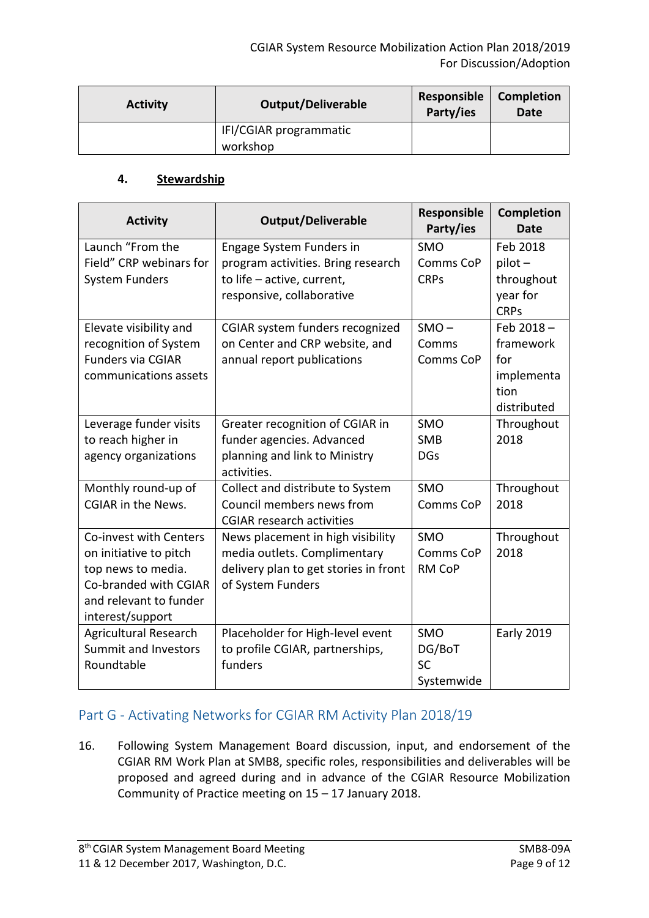| Activity | Output/Deliverable | Responsible Party/ies | Completion Date |
|---|---|---|---|
| | IFI/CGIAR programmatic workshop | | |

#### 4. **Stewardship**

| Activity | Output/Deliverable | Responsible Party/ies | Completion Date |
|---|---|---|---|
| Launch “From the Field” CRP webinars for System Funders | Engage System Funders in program activities. Bring research to life – active, current, responsive, collaborative | SMO<br>Comms CoP<br>CRPs | Feb 2018 pilot – throughout year for CRPs |
| Elevate visibility and recognition of System Funders via CGIAR communications assets | CGIAR system funders recognized on Center and CRP website, and annual report publications | SMO – Comms<br>Comms CoP | Feb 2018 – framework for implementation distributed |
| Leverage funder visits to reach higher in agency organizations | Greater recognition of CGIAR in funder agencies. Advanced planning and link to Ministry activities. | SMO<br>SMB<br>DGs | Throughout 2018 |
| Monthly round-up of CGIAR in the News. | Collect and distribute to System Council members news from CGIAR research activities | SMO<br>Comms CoP | Throughout 2018 |
| Co-invest with Centers on initiative to pitch top news to media. Co-branded with CGIAR and relevant to funder interest/support | News placement in high visibility media outlets. Complimentary delivery plan to get stories in front of System Funders | SMO<br>Comms CoP<br>RM CoP | Throughout 2018 |
| Agricultural Research Summit and Investors Roundtable | Placeholder for High-level event to profile CGIAR, partnerships, funders | SMO<br>DG/BoT<br>SC<br>Systemwide | Early 2019 |

## Part G - Activating Networks for CGIAR RM Activity Plan 2018/19

16. Following System Management Board discussion, input, and endorsement of the CGIAR RM Work Plan at SMB8, specific roles, responsibilities and deliverables will be proposed and agreed during and in advance of the CGIAR Resource Mobilization Community of Practice meeting on 15 – 17 January 2018.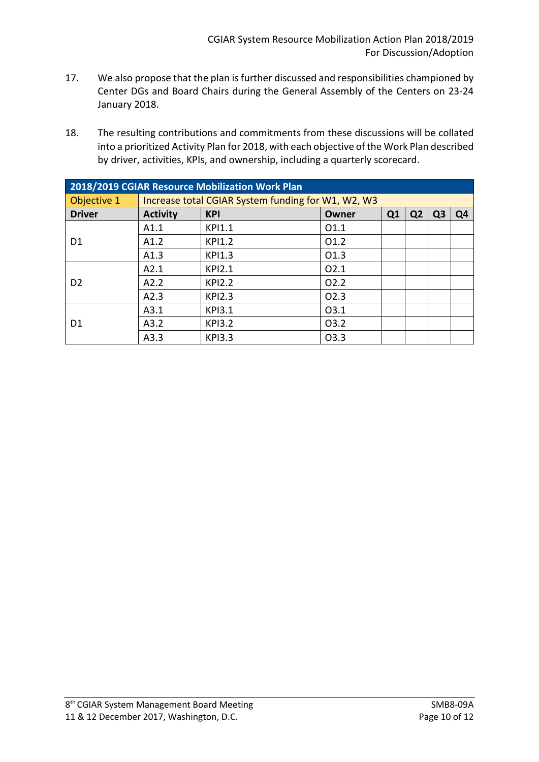17. We also propose that the plan is further discussed and responsibilities championed by Center DGs and Board Chairs during the General Assembly of the Centers on 23-24 January 2018.

18. The resulting contributions and commitments from these discussions will be collated into a prioritized Activity Plan for 2018, with each objective of the Work Plan described by driver, activities, KPIs, and ownership, including a quarterly scorecard.

| 2018/2019 CGIAR Resource Mobilization Work Plan | | | | | | | |
|---|---|---|---|---|---|---|---|
| Objective 1 | Increase total CGIAR System funding for W1, W2, W3 | | | | | | |
| **Driver** | **Activity** | **KPI** | **Owner** | **Q1** | **Q2** | **Q3** | **Q4** |
| D1 | A1.1 | KPI1.1 | O1.1 | | | | |
| | A1.2 | KPI1.2 | O1.2 | | | | |
| | A1.3 | KPI1.3 | O1.3 | | | | |
| D2 | A2.1 | KPI2.1 | O2.1 | | | | |
| | A2.2 | KPI2.2 | O2.2 | | | | |
| | A2.3 | KPI2.3 | O2.3 | | | | |
| D1 | A3.1 | KPI3.1 | O3.1 | | | | |
| | A3.2 | KPI3.2 | O3.2 | | | | |
| | A3.3 | KPI3.3 | O3.3 | | | | |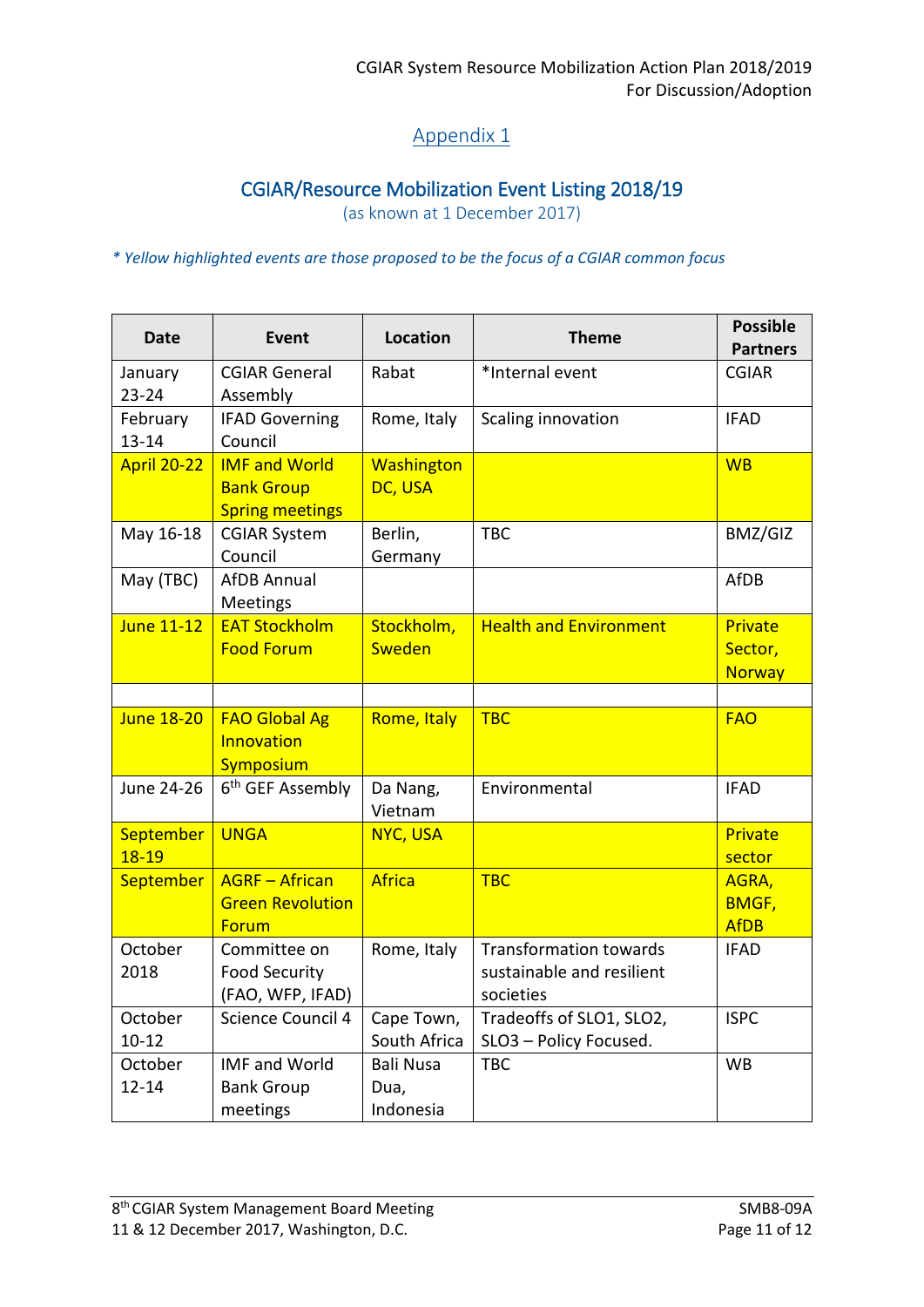# Appendix 1

## CGIAR/Resource Mobilization Event Listing 2018/19

(as known at 1 December 2017)

*\* Yellow highlighted events are those proposed to be the focus of a CGIAR common focus*

| Date | Event | Location | Theme | Possible Partners |
|---|---|---|---|---|
| January 23-24 | CGIAR General Assembly | Rabat | *Internal event | CGIAR |
| February 13-14 | IFAD Governing Council | Rome, Italy | Scaling innovation | IFAD |
| April 20-22 | IMF and World Bank Group Spring meetings | Washington DC, USA | | WB |
| May 16-18 | CGIAR System Council | Berlin, Germany | TBC | BMZ/GIZ |
| May (TBC) | AfDB Annual Meetings | | | AfDB |
| June 11-12 | EAT Stockholm Food Forum | Stockholm, Sweden | Health and Environment | Private Sector, Norway |
| | | | | |
| June 18-20 | FAO Global Ag Innovation Symposium | Rome, Italy | TBC | FAO |
| June 24-26 | 6th GEF Assembly | Da Nang, Vietnam | Environmental | IFAD |
| September 18-19 | UNGA | NYC, USA | | Private sector |
| September | AGRF – African Green Revolution Forum | Africa | TBC | AGRA, BMGF, AfDB |
| October 2018 | Committee on Food Security (FAO, WFP, IFAD) | Rome, Italy | Transformation towards sustainable and resilient societies | IFAD |
| October 10-12 | Science Council 4 | Cape Town, South Africa | Tradeoffs of SLO1, SLO2, SLO3 – Policy Focused. | ISPC |
| October 12-14 | IMF and World Bank Group meetings | Bali Nusa Dua, Indonesia | TBC | WB |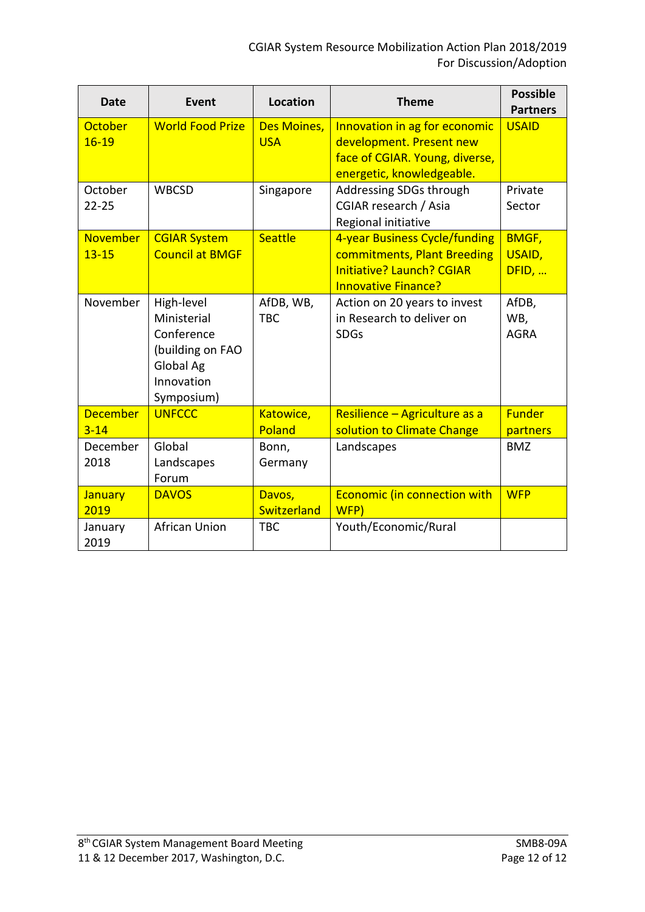| Date | Event | Location | Theme | Possible Partners |
|---|---|---|---|---|
| October 16-19 | World Food Prize | Des Moines, USA | Innovation in ag for economic development. Present new face of CGIAR. Young, diverse, energetic, knowledgeable. | USAID |
| October 22-25 | WBCSD | Singapore | Addressing SDGs through CGIAR research / Asia Regional initiative | Private Sector |
| November 13-15 | CGIAR System Council at BMGF | Seattle | 4-year Business Cycle/funding commitments, Plant Breeding Initiative? Launch? CGIAR Innovative Finance? | BMGF, USAID, DFID, … |
| November | High-level Ministerial Conference (building on FAO Global Ag Innovation Symposium) | AfDB, WB, TBC | Action on 20 years to invest in Research to deliver on SDGs | AfDB, WB, AGRA |
| December 3-14 | UNFCCC | Katowice, Poland | Resilience – Agriculture as a solution to Climate Change | Funder partners |
| December 2018 | Global Landscapes Forum | Bonn, Germany | Landscapes | BMZ |
| January 2019 | DAVOS | Davos, Switzerland | Economic (in connection with WFP) | WFP |
| January 2019 | African Union | TBC | Youth/Economic/Rural | |